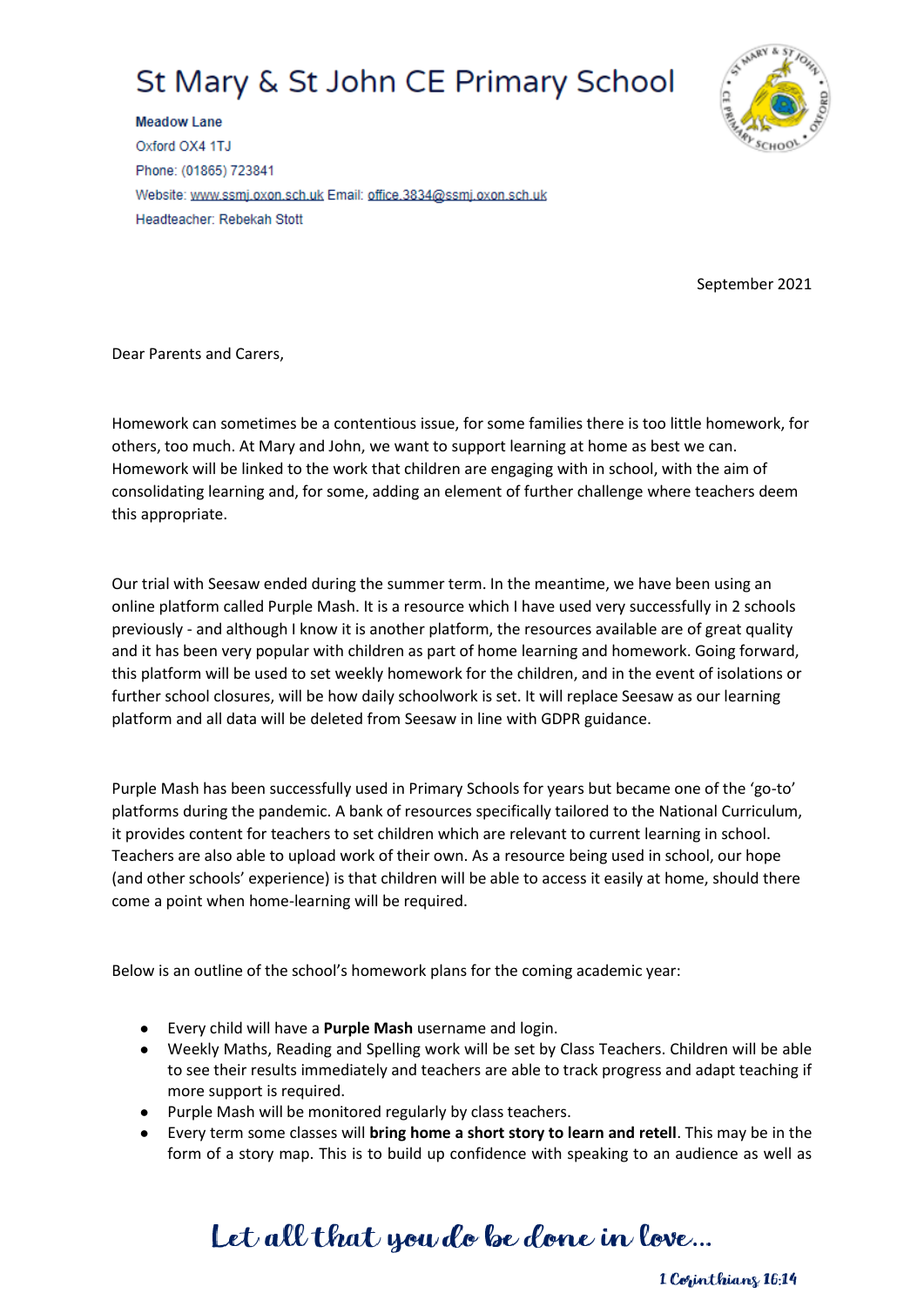// St Mary & St John CE Primary School

**Meadow Lane**
Oxford OX4 1TJ
Phone: (01865) 723841
Website: www.ssmj.oxon.sch.uk Email: office.3834@ssmj.oxon.sch.uk
Headteacher: Rebekah Stott

September 2021

Dear Parents and Carers,

Homework can sometimes be a contentious issue, for some families there is too little homework, for others, too much. At Mary and John, we want to support learning at home as best we can. Homework will be linked to the work that children are engaging with in school, with the aim of consolidating learning and, for some, adding an element of further challenge where teachers deem this appropriate.

Our trial with Seesaw ended during the summer term. In the meantime, we have been using an online platform called Purple Mash. It is a resource which I have used very successfully in 2 schools previously - and although I know it is another platform, the resources available are of great quality and it has been very popular with children as part of home learning and homework. Going forward, this platform will be used to set weekly homework for the children, and in the event of isolations or further school closures, will be how daily schoolwork is set. It will replace Seesaw as our learning platform and all data will be deleted from Seesaw in line with GDPR guidance.

Purple Mash has been successfully used in Primary Schools for years but became one of the 'go-to' platforms during the pandemic. A bank of resources specifically tailored to the National Curriculum, it provides content for teachers to set children which are relevant to current learning in school. Teachers are also able to upload work of their own. As a resource being used in school, our hope (and other schools' experience) is that children will be able to access it easily at home, should there come a point when home-learning will be required.

Below is an outline of the school's homework plans for the coming academic year:

- Every child will have a **Purple Mash** username and login.
- Weekly Maths, Reading and Spelling work will be set by Class Teachers. Children will be able to see their results immediately and teachers are able to track progress and adapt teaching if more support is required.
- Purple Mash will be monitored regularly by class teachers.
- Every term some classes will **bring home a short story to learn and retell**. This may be in the form of a story map. This is to build up confidence with speaking to an audience as well as

*Let all that you do be done in love...*

*1 Corinthians 16:14*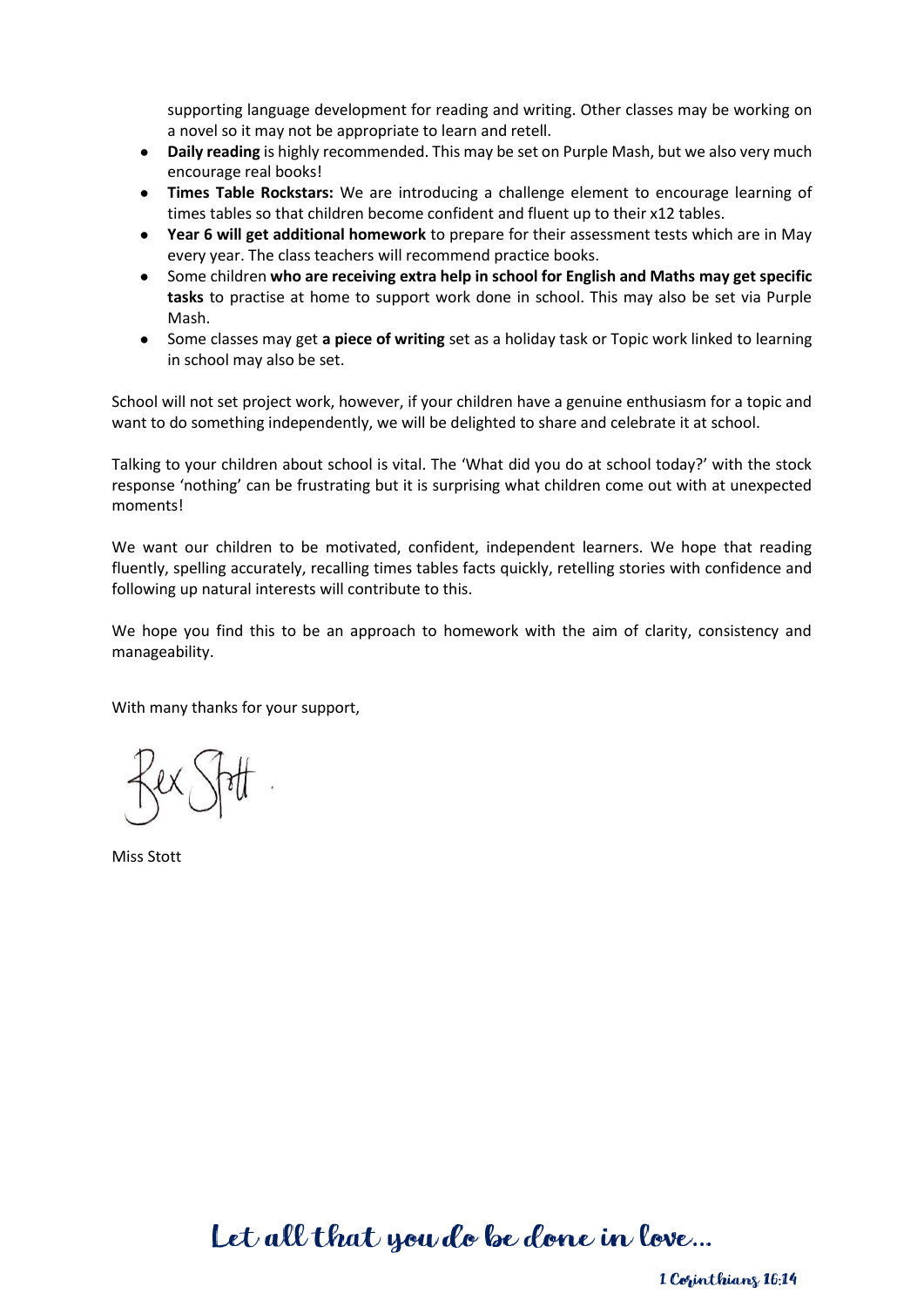supporting language development for reading and writing. Other classes may be working on a novel so it may not be appropriate to learn and retell.

- **Daily reading** is highly recommended. This may be set on Purple Mash, but we also very much encourage real books!
- **Times Table Rockstars:** We are introducing a challenge element to encourage learning of times tables so that children become confident and fluent up to their x12 tables.
- **Year 6 will get additional homework** to prepare for their assessment tests which are in May every year. The class teachers will recommend practice books.
- Some children **who are receiving extra help in school for English and Maths may get specific tasks** to practise at home to support work done in school. This may also be set via Purple Mash.
- Some classes may get **a piece of writing** set as a holiday task or Topic work linked to learning in school may also be set.

School will not set project work, however, if your children have a genuine enthusiasm for a topic and want to do something independently, we will be delighted to share and celebrate it at school.

Talking to your children about school is vital. The 'What did you do at school today?' with the stock response 'nothing' can be frustrating but it is surprising what children come out with at unexpected moments!

We want our children to be motivated, confident, independent learners. We hope that reading fluently, spelling accurately, recalling times tables facts quickly, retelling stories with confidence and following up natural interests will contribute to this.

We hope you find this to be an approach to homework with the aim of clarity, consistency and manageability.

With many thanks for your support,

Bex Stott

Miss Stott

*Let all that you do be done in love...*

*1 Corinthians 16:14*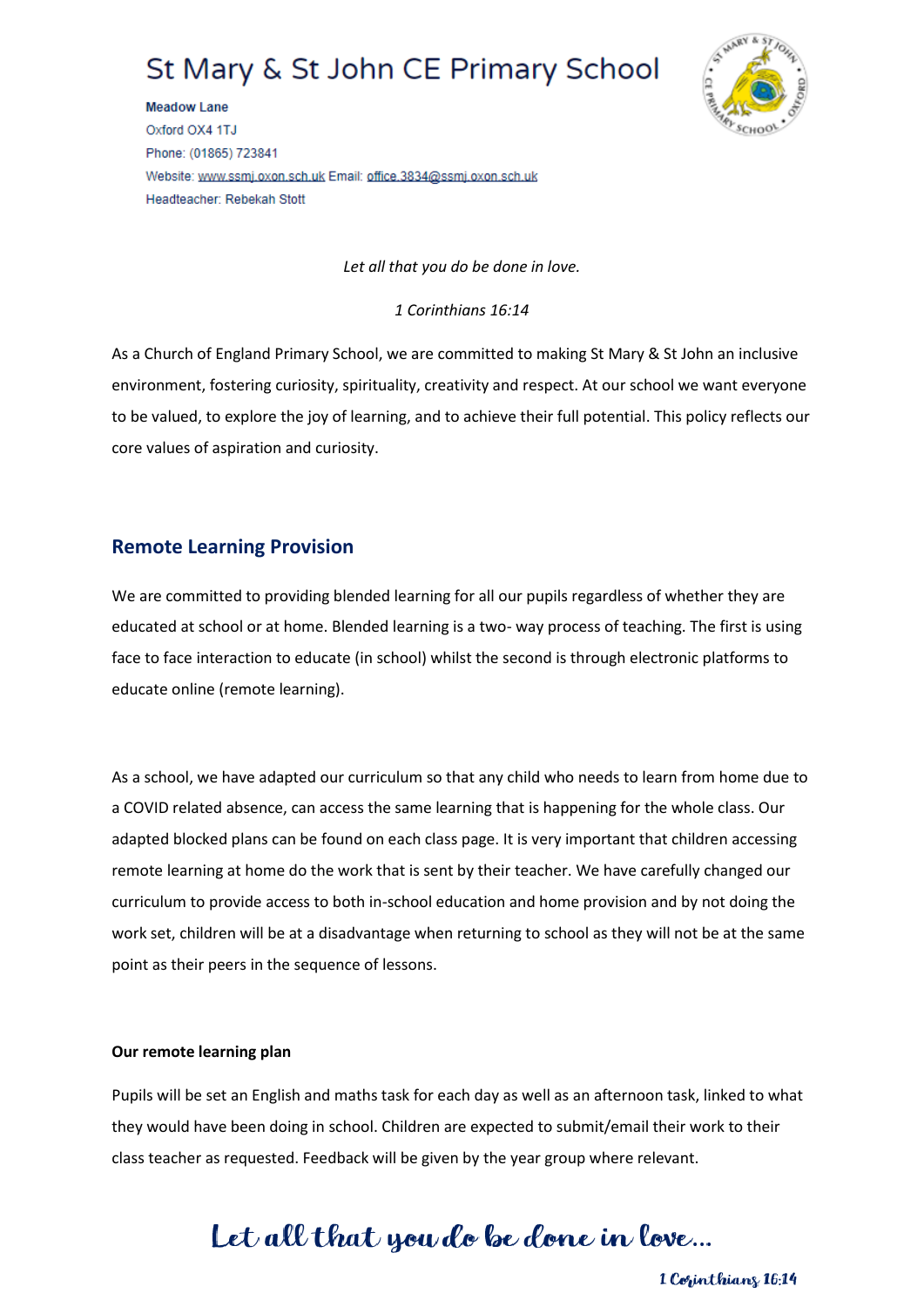# St Mary & St John CE Primary School

**Meadow Lane**
Oxford OX4 1TJ
Phone: (01865) 723841
Website: www.ssmj.oxon.sch.uk Email: office.3834@ssmj.oxon.sch.uk
Headteacher: Rebekah Stott

*Let all that you do be done in love.*

*1 Corinthians 16:14*

As a Church of England Primary School, we are committed to making St Mary & St John an inclusive environment, fostering curiosity, spirituality, creativity and respect. At our school we want everyone to be valued, to explore the joy of learning, and to achieve their full potential. This policy reflects our core values of aspiration and curiosity.

## Remote Learning Provision

We are committed to providing blended learning for all our pupils regardless of whether they are educated at school or at home. Blended learning is a two- way process of teaching. The first is using face to face interaction to educate (in school) whilst the second is through electronic platforms to educate online (remote learning).

As a school, we have adapted our curriculum so that any child who needs to learn from home due to a COVID related absence, can access the same learning that is happening for the whole class. Our adapted blocked plans can be found on each class page. It is very important that children accessing remote learning at home do the work that is sent by their teacher. We have carefully changed our curriculum to provide access to both in-school education and home provision and by not doing the work set, children will be at a disadvantage when returning to school as they will not be at the same point as their peers in the sequence of lessons.

**Our remote learning plan**

Pupils will be set an English and maths task for each day as well as an afternoon task, linked to what they would have been doing in school. Children are expected to submit/email their work to their class teacher as requested. Feedback will be given by the year group where relevant.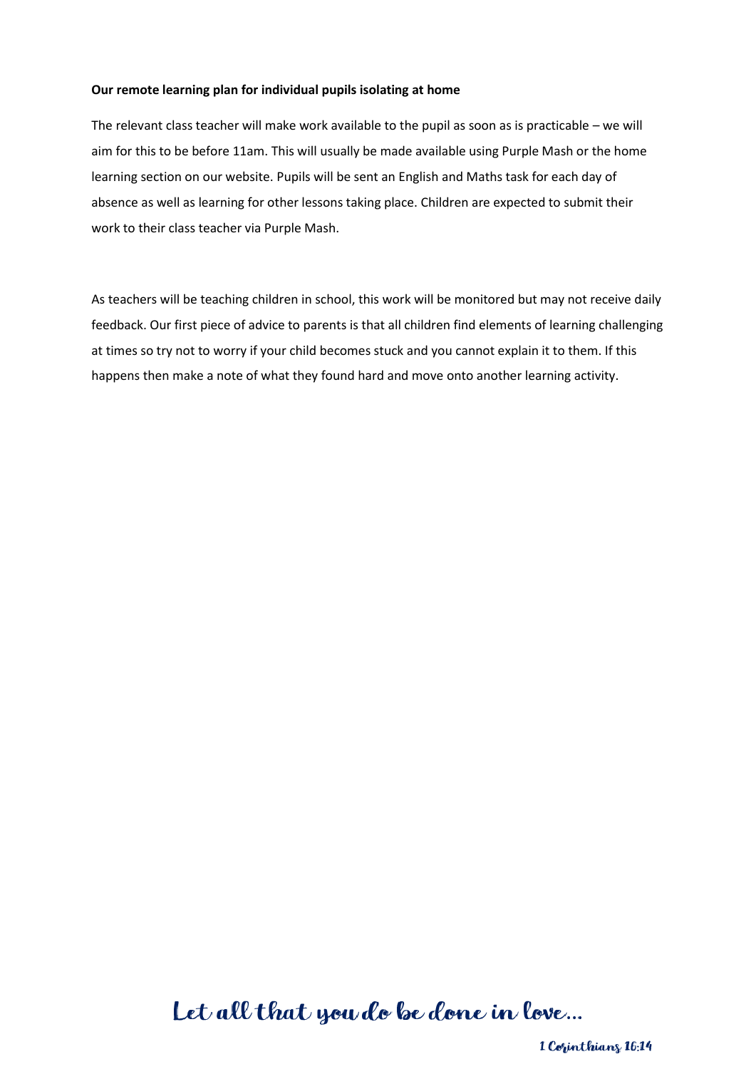**Our remote learning plan for individual pupils isolating at home**

The relevant class teacher will make work available to the pupil as soon as is practicable – we will aim for this to be before 11am. This will usually be made available using Purple Mash or the home learning section on our website. Pupils will be sent an English and Maths task for each day of absence as well as learning for other lessons taking place. Children are expected to submit their work to their class teacher via Purple Mash.

As teachers will be teaching children in school, this work will be monitored but may not receive daily feedback. Our first piece of advice to parents is that all children find elements of learning challenging at times so try not to worry if your child becomes stuck and you cannot explain it to them. If this happens then make a note of what they found hard and move onto another learning activity.